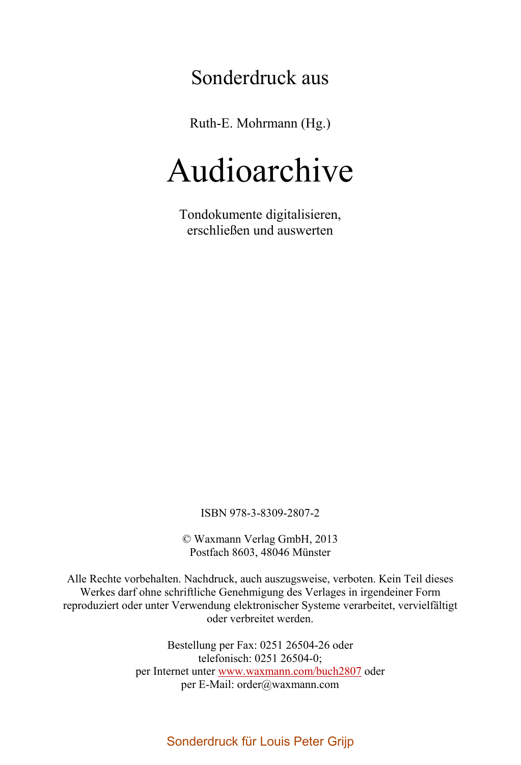Sonderdruck aus

Ruth-E. Mohrmann (Hg.)

# Audioarchive

Tondokumente digitalisieren, erschließen und auswerten

ISBN 978-3-8309-2807-2

© Waxmann Verlag GmbH, 2013
Postfach 8603, 48046 Münster

Alle Rechte vorbehalten. Nachdruck, auch auszugsweise, verboten. Kein Teil dieses Werkes darf ohne schriftliche Genehmigung des Verlages in irgendeiner Form reproduziert oder unter Verwendung elektronischer Systeme verarbeitet, vervielfältigt oder verbreitet werden.

Bestellung per Fax: 0251 26504-26 oder
telefonisch: 0251 26504-0;
per Internet unter www.waxmann.com/buch2807 oder
per E-Mail: order@waxmann.com

Sonderdruck für Louis Peter Grijp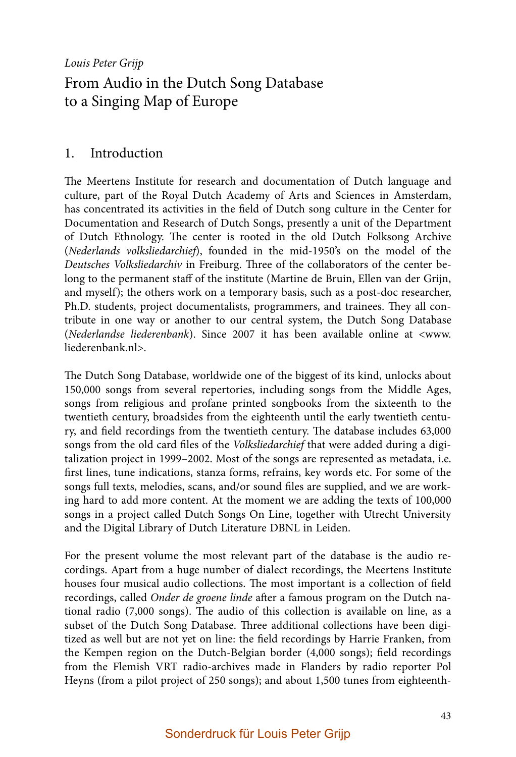*Louis Peter Grijp*

# From Audio in the Dutch Song Database to a Singing Map of Europe

## 1. Introduction

The Meertens Institute for research and documentation of Dutch language and culture, part of the Royal Dutch Academy of Arts and Sciences in Amsterdam, has concentrated its activities in the field of Dutch song culture in the Center for Documentation and Research of Dutch Songs, presently a unit of the Department of Dutch Ethnology. The center is rooted in the old Dutch Folksong Archive (*Nederlands volksliedarchief*), founded in the mid-1950's on the model of the *Deutsches Volksliedarchiv* in Freiburg. Three of the collaborators of the center belong to the permanent staff of the institute (Martine de Bruin, Ellen van der Grijn, and myself); the others work on a temporary basis, such as a post-doc researcher, Ph.D. students, project documentalists, programmers, and trainees. They all contribute in one way or another to our central system, the Dutch Song Database (*Nederlandse liederenbank*). Since 2007 it has been available online at <www.liederenbank.nl>.

The Dutch Song Database, worldwide one of the biggest of its kind, unlocks about 150,000 songs from several repertories, including songs from the Middle Ages, songs from religious and profane printed songbooks from the sixteenth to the twentieth century, broadsides from the eighteenth until the early twentieth century, and field recordings from the twentieth century. The database includes 63,000 songs from the old card files of the *Volksliedarchief* that were added during a digitalization project in 1999–2002. Most of the songs are represented as metadata, i.e. first lines, tune indications, stanza forms, refrains, key words etc. For some of the songs full texts, melodies, scans, and/or sound files are supplied, and we are working hard to add more content. At the moment we are adding the texts of 100,000 songs in a project called Dutch Songs On Line, together with Utrecht University and the Digital Library of Dutch Literature DBNL in Leiden.

For the present volume the most relevant part of the database is the audio recordings. Apart from a huge number of dialect recordings, the Meertens Institute houses four musical audio collections. The most important is a collection of field recordings, called *Onder de groene linde* after a famous program on the Dutch national radio (7,000 songs). The audio of this collection is available on line, as a subset of the Dutch Song Database. Three additional collections have been digitized as well but are not yet on line: the field recordings by Harrie Franken, from the Kempen region on the Dutch-Belgian border (4,000 songs); field recordings from the Flemish VRT radio-archives made in Flanders by radio reporter Pol Heyns (from a pilot project of 250 songs); and about 1,500 tunes from eighteenth-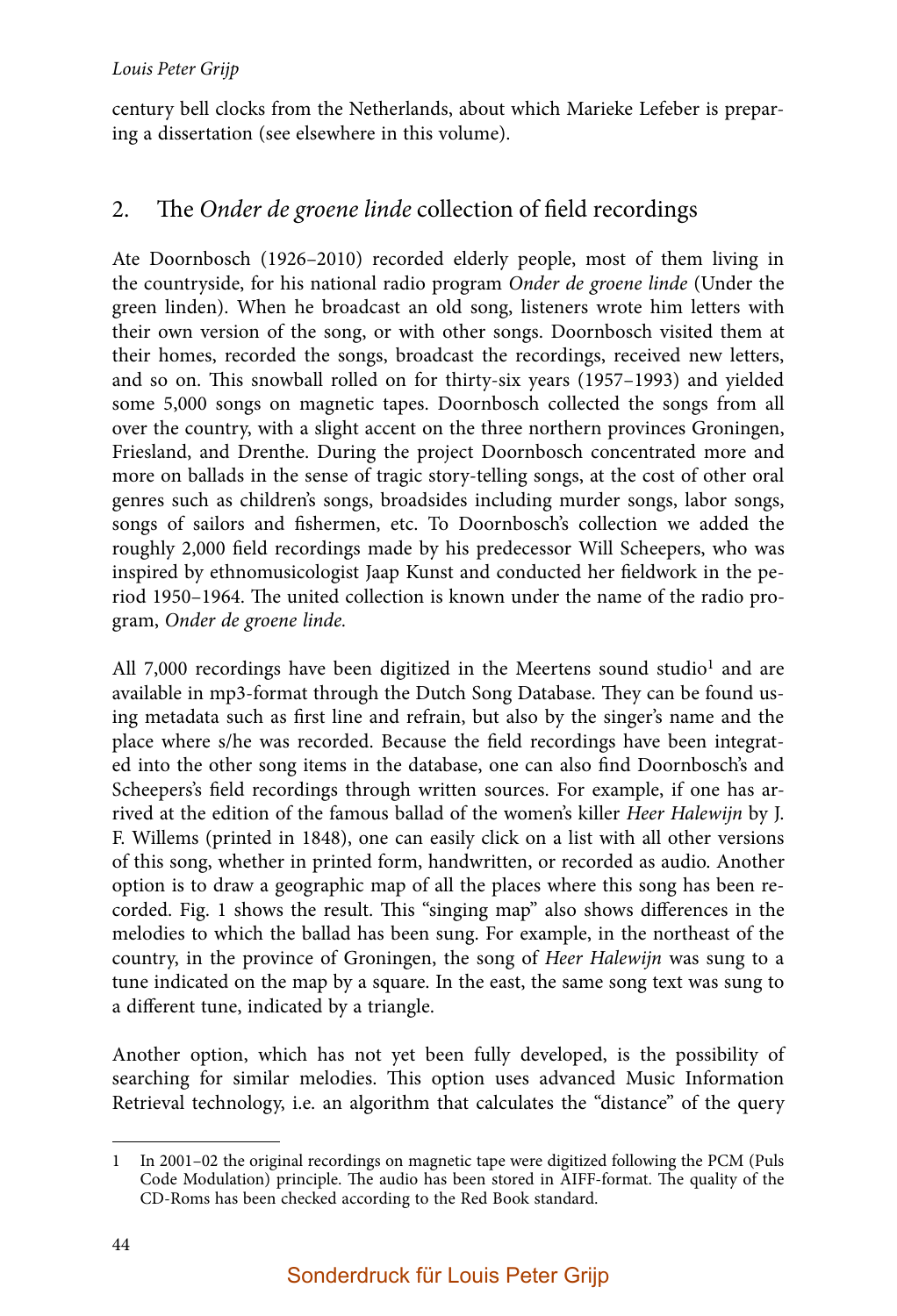century bell clocks from the Netherlands, about which Marieke Lefeber is preparing a dissertation (see elsewhere in this volume).

## 2. The *Onder de groene linde* collection of field recordings

Ate Doornbosch (1926–2010) recorded elderly people, most of them living in the countryside, for his national radio program *Onder de groene linde* (Under the green linden). When he broadcast an old song, listeners wrote him letters with their own version of the song, or with other songs. Doornbosch visited them at their homes, recorded the songs, broadcast the recordings, received new letters, and so on. This snowball rolled on for thirty-six years (1957–1993) and yielded some 5,000 songs on magnetic tapes. Doornbosch collected the songs from all over the country, with a slight accent on the three northern provinces Groningen, Friesland, and Drenthe. During the project Doornbosch concentrated more and more on ballads in the sense of tragic story-telling songs, at the cost of other oral genres such as children's songs, broadsides including murder songs, labor songs, songs of sailors and fishermen, etc. To Doornbosch's collection we added the roughly 2,000 field recordings made by his predecessor Will Scheepers, who was inspired by ethnomusicologist Jaap Kunst and conducted her fieldwork in the period 1950–1964. The united collection is known under the name of the radio program, *Onder de groene linde.*

All 7,000 recordings have been digitized in the Meertens sound studio[1] and are available in mp3-format through the Dutch Song Database. They can be found using metadata such as first line and refrain, but also by the singer's name and the place where s/he was recorded. Because the field recordings have been integrated into the other song items in the database, one can also find Doornbosch's and Scheepers's field recordings through written sources. For example, if one has arrived at the edition of the famous ballad of the women's killer *Heer Halewijn* by J. F. Willems (printed in 1848), one can easily click on a list with all other versions of this song, whether in printed form, handwritten, or recorded as audio. Another option is to draw a geographic map of all the places where this song has been recorded. Fig. 1 shows the result. This "singing map" also shows differences in the melodies to which the ballad has been sung. For example, in the northeast of the country, in the province of Groningen, the song of *Heer Halewijn* was sung to a tune indicated on the map by a square. In the east, the same song text was sung to a different tune, indicated by a triangle.

Another option, which has not yet been fully developed, is the possibility of searching for similar melodies. This option uses advanced Music Information Retrieval technology, i.e. an algorithm that calculates the "distance" of the query

---

1 In 2001–02 the original recordings on magnetic tape were digitized following the PCM (Puls Code Modulation) principle. The audio has been stored in AIFF-format. The quality of the CD-Roms has been checked according to the Red Book standard.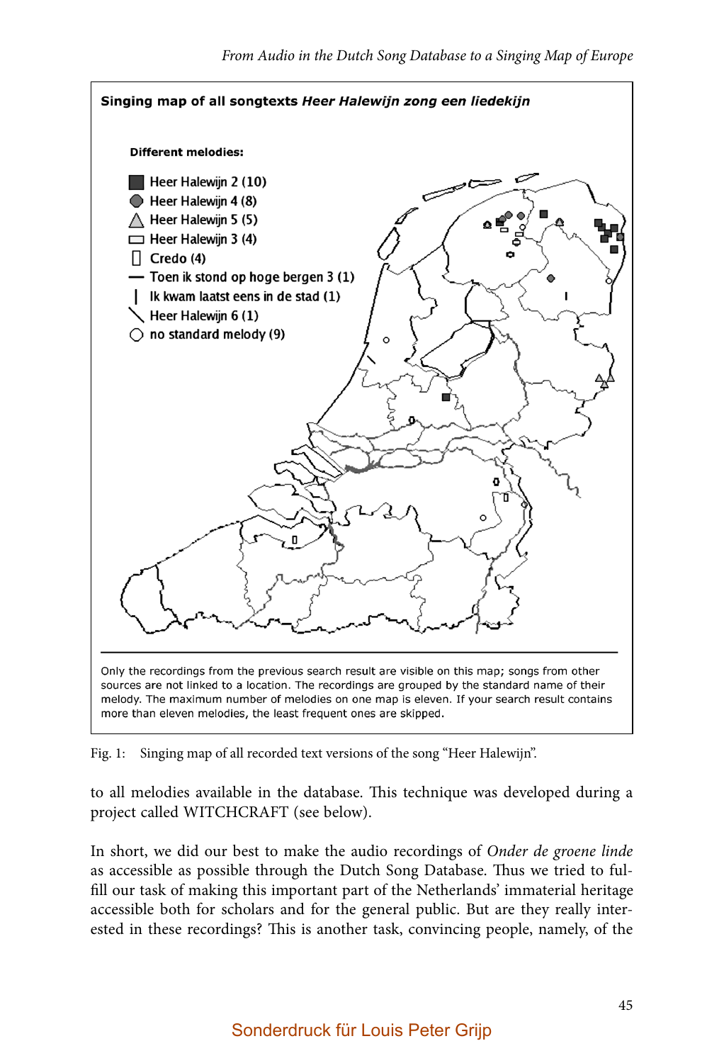**Singing map of all songtexts *Heer Halewijn zong een liedekijn***

**Different melodies:**

- Heer Halewijn 2 (10)
- Heer Halewijn 4 (8)
- Heer Halewijn 5 (5)
- Heer Halewijn 3 (4)
- Credo (4)
- Toen ik stond op hoge bergen 3 (1)
- Ik kwam laatst eens in de stad (1)
- Heer Halewijn 6 (1)
- no standard melody (9)

Only the recordings from the previous search result are visible on this map; songs from other sources are not linked to a location. The recordings are grouped by the standard name of their melody. The maximum number of melodies on one map is eleven. If your search result contains more than eleven melodies, the least frequent ones are skipped.

Fig. 1: Singing map of all recorded text versions of the song "Heer Halewijn".

to all melodies available in the database. This technique was developed during a project called WITCHCRAFT (see below).

In short, we did our best to make the audio recordings of *Onder de groene linde* as accessible as possible through the Dutch Song Database. Thus we tried to fulfill our task of making this important part of the Netherlands' immaterial heritage accessible both for scholars and for the general public. But are they really interested in these recordings? This is another task, convincing people, namely, of the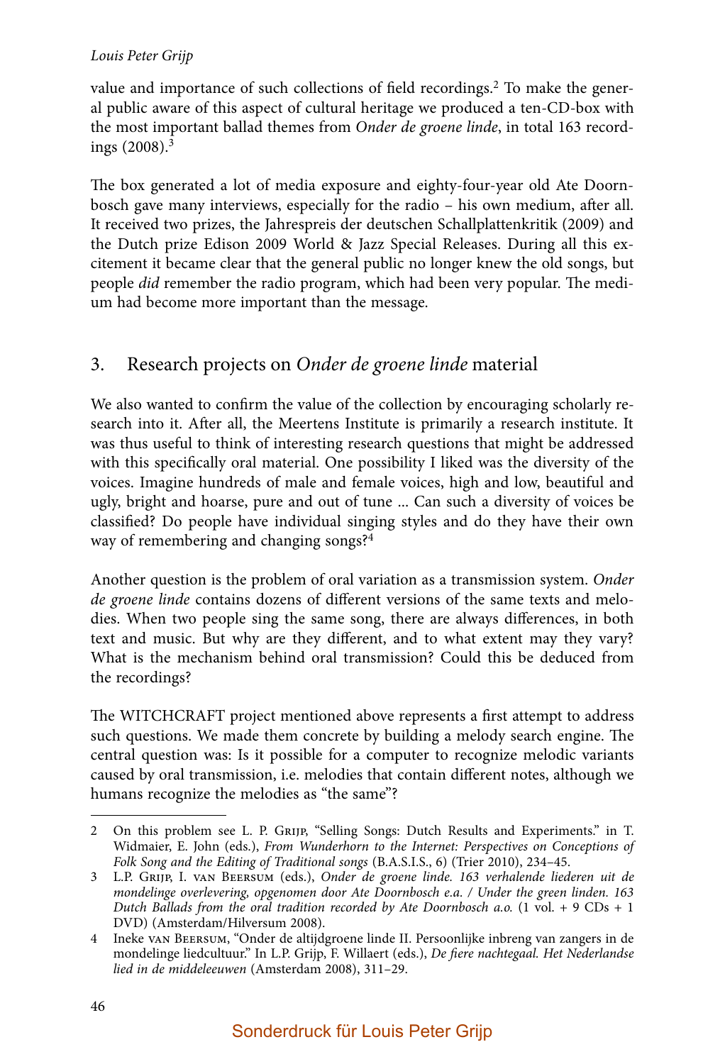value and importance of such collections of field recordings.[2] To make the general public aware of this aspect of cultural heritage we produced a ten-CD-box with the most important ballad themes from *Onder de groene linde*, in total 163 recordings (2008).[3]

The box generated a lot of media exposure and eighty-four-year old Ate Doornbosch gave many interviews, especially for the radio – his own medium, after all. It received two prizes, the Jahrespreis der deutschen Schallplattenkritik (2009) and the Dutch prize Edison 2009 World & Jazz Special Releases. During all this excitement it became clear that the general public no longer knew the old songs, but people *did* remember the radio program, which had been very popular. The medium had become more important than the message.

## 3. Research projects on *Onder de groene linde* material

We also wanted to confirm the value of the collection by encouraging scholarly research into it. After all, the Meertens Institute is primarily a research institute. It was thus useful to think of interesting research questions that might be addressed with this specifically oral material. One possibility I liked was the diversity of the voices. Imagine hundreds of male and female voices, high and low, beautiful and ugly, bright and hoarse, pure and out of tune ... Can such a diversity of voices be classified? Do people have individual singing styles and do they have their own way of remembering and changing songs?[4]

Another question is the problem of oral variation as a transmission system. *Onder de groene linde* contains dozens of different versions of the same texts and melodies. When two people sing the same song, there are always differences, in both text and music. But why are they different, and to what extent may they vary? What is the mechanism behind oral transmission? Could this be deduced from the recordings?

The WITCHCRAFT project mentioned above represents a first attempt to address such questions. We made them concrete by building a melody search engine. The central question was: Is it possible for a computer to recognize melodic variants caused by oral transmission, i.e. melodies that contain different notes, although we humans recognize the melodies as "the same"?

---

2 On this problem see L. P. Grijp, "Selling Songs: Dutch Results and Experiments." in T. Widmaier, E. John (eds.), *From Wunderhorn to the Internet: Perspectives on Conceptions of Folk Song and the Editing of Traditional songs* (B.A.S.I.S., 6) (Trier 2010), 234–45.

3 L.P. Grijp, I. van Beersum (eds.), *Onder de groene linde. 163 verhalende liederen uit de mondelinge overlevering, opgenomen door Ate Doornbosch e.a. / Under the green linden. 163 Dutch Ballads from the oral tradition recorded by Ate Doornbosch a.o.* (1 vol. + 9 CDs + 1 DVD) (Amsterdam/Hilversum 2008).

4 Ineke van Beersum, "Onder de altijdgroene linde II. Persoonlijke inbreng van zangers in de mondelinge liedcultuur." In L.P. Grijp, F. Willaert (eds.), *De fiere nachtegaal. Het Nederlandse lied in de middeleeuwen* (Amsterdam 2008), 311–29.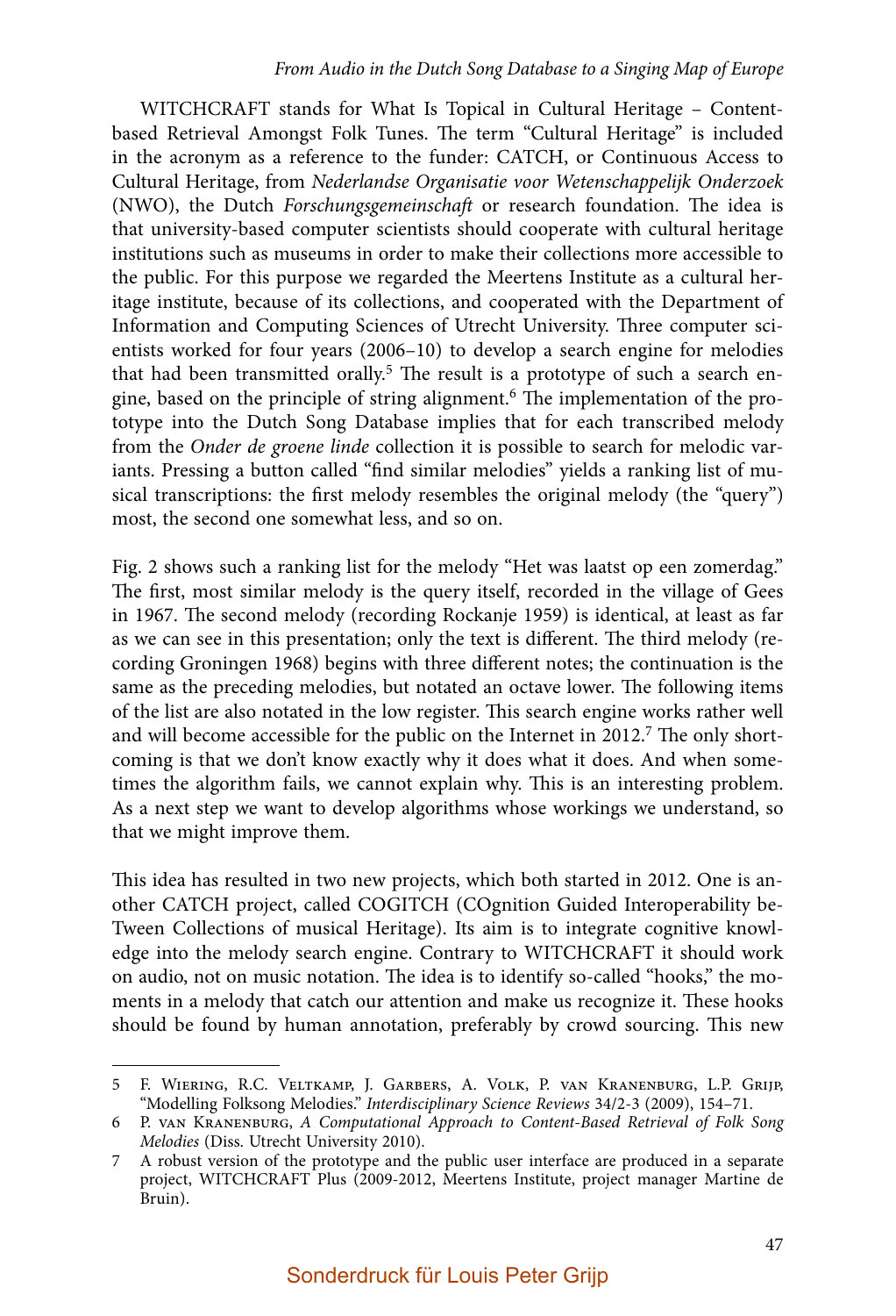WITCHCRAFT stands for What Is Topical in Cultural Heritage – Content-based Retrieval Amongst Folk Tunes. The term "Cultural Heritage" is included in the acronym as a reference to the funder: CATCH, or Continuous Access to Cultural Heritage, from *Nederlandse Organisatie voor Wetenschappelijk Onderzoek* (NWO), the Dutch *Forschungsgemeinschaft* or research foundation. The idea is that university-based computer scientists should cooperate with cultural heritage institutions such as museums in order to make their collections more accessible to the public. For this purpose we regarded the Meertens Institute as a cultural heritage institute, because of its collections, and cooperated with the Department of Information and Computing Sciences of Utrecht University. Three computer scientists worked for four years (2006–10) to develop a search engine for melodies that had been transmitted orally.[5] The result is a prototype of such a search engine, based on the principle of string alignment.[6] The implementation of the prototype into the Dutch Song Database implies that for each transcribed melody from the *Onder de groene linde* collection it is possible to search for melodic variants. Pressing a button called "find similar melodies" yields a ranking list of musical transcriptions: the first melody resembles the original melody (the "query") most, the second one somewhat less, and so on.

Fig. 2 shows such a ranking list for the melody "Het was laatst op een zomerdag." The first, most similar melody is the query itself, recorded in the village of Gees in 1967. The second melody (recording Rockanje 1959) is identical, at least as far as we can see in this presentation; only the text is different. The third melody (recording Groningen 1968) begins with three different notes; the continuation is the same as the preceding melodies, but notated an octave lower. The following items of the list are also notated in the low register. This search engine works rather well and will become accessible for the public on the Internet in 2012.[7] The only shortcoming is that we don't know exactly why it does what it does. And when sometimes the algorithm fails, we cannot explain why. This is an interesting problem. As a next step we want to develop algorithms whose workings we understand, so that we might improve them.

This idea has resulted in two new projects, which both started in 2012. One is another CATCH project, called COGITCH (COgnition Guided Interoperability beTween Collections of musical Heritage). Its aim is to integrate cognitive knowledge into the melody search engine. Contrary to WITCHCRAFT it should work on audio, not on music notation. The idea is to identify so-called "hooks," the moments in a melody that catch our attention and make us recognize it. These hooks should be found by human annotation, preferably by crowd sourcing. This new

---

5 F. Wiering, R.C. Veltkamp, J. Garbers, A. Volk, P. van Kranenburg, L.P. Grijp, "Modelling Folksong Melodies." *Interdisciplinary Science Reviews* 34/2-3 (2009), 154–71.

6 P. van Kranenburg, *A Computational Approach to Content-Based Retrieval of Folk Song Melodies* (Diss. Utrecht University 2010).

7 A robust version of the prototype and the public user interface are produced in a separate project, WITCHCRAFT Plus (2009-2012, Meertens Institute, project manager Martine de Bruin).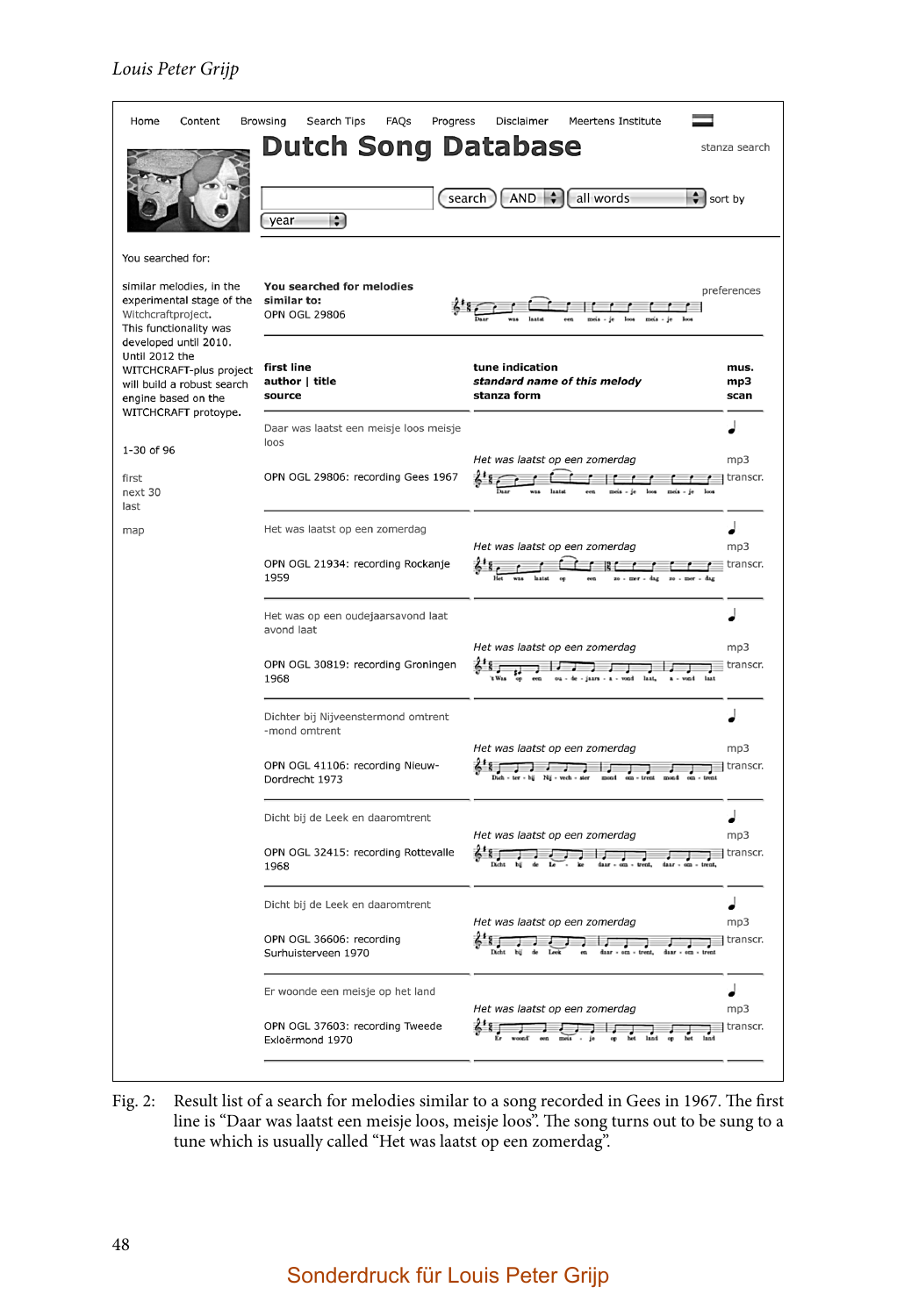Home Content Browsing Search Tips FAQs Progress Disclaimer Meertens Institute

# Dutch Song Database

stanza search

search AND all words sort by year

You searched for:

similar melodies, in the experimental stage of the Witchcraftproject. This functionality was developed until 2010. Until 2012 the WITCHCRAFT-plus project will build a robust search engine based on the WITCHCRAFT protoype.

1-30 of 96

first
next 30
last

map

**You searched for melodies similar to:**
OPN OGL 29806

preferences

| **first line** / **author \| title** / **source** | **tune indication** / ***standard name of this melody*** / **stanza form** | **mus.** / **mp3** / **scan** |
|---|---|---|
| Daar was laatst een meisje loos meisje loos<br>OPN OGL 29806: recording Gees 1967 | *Het was laatst op een zomerdag* | mp3<br>transcr. |
| Het was laatst op een zomerdag<br>OPN OGL 21934: recording Rockanje 1959 | *Het was laatst op een zomerdag* | mp3<br>transcr. |
| Het was op een oudejaarsavond laat avond laat<br>OPN OGL 30819: recording Groningen 1968 | *Het was laatst op een zomerdag* | mp3<br>transcr. |
| Dichter bij Nijveenstermond omtrent -mond omtrent<br>OPN OGL 41106: recording Nieuw-Dordrecht 1973 | *Het was laatst op een zomerdag* | mp3<br>transcr. |
| Dicht bij de Leek en daaromtrent<br>OPN OGL 32415: recording Rottevalle 1968 | *Het was laatst op een zomerdag* | mp3<br>transcr. |
| Dicht bij de Leek en daaromtrent<br>OPN OGL 36606: recording Surhuisterveen 1970 | *Het was laatst op een zomerdag* | mp3<br>transcr. |
| Er woonde een meisje op het land<br>OPN OGL 37603: recording Tweede Exloërmond 1970 | *Het was laatst op een zomerdag* | mp3<br>transcr. |

Fig. 2: Result list of a search for melodies similar to a song recorded in Gees in 1967. The first line is "Daar was laatst een meisje loos, meisje loos". The song turns out to be sung to a tune which is usually called "Het was laatst op een zomerdag".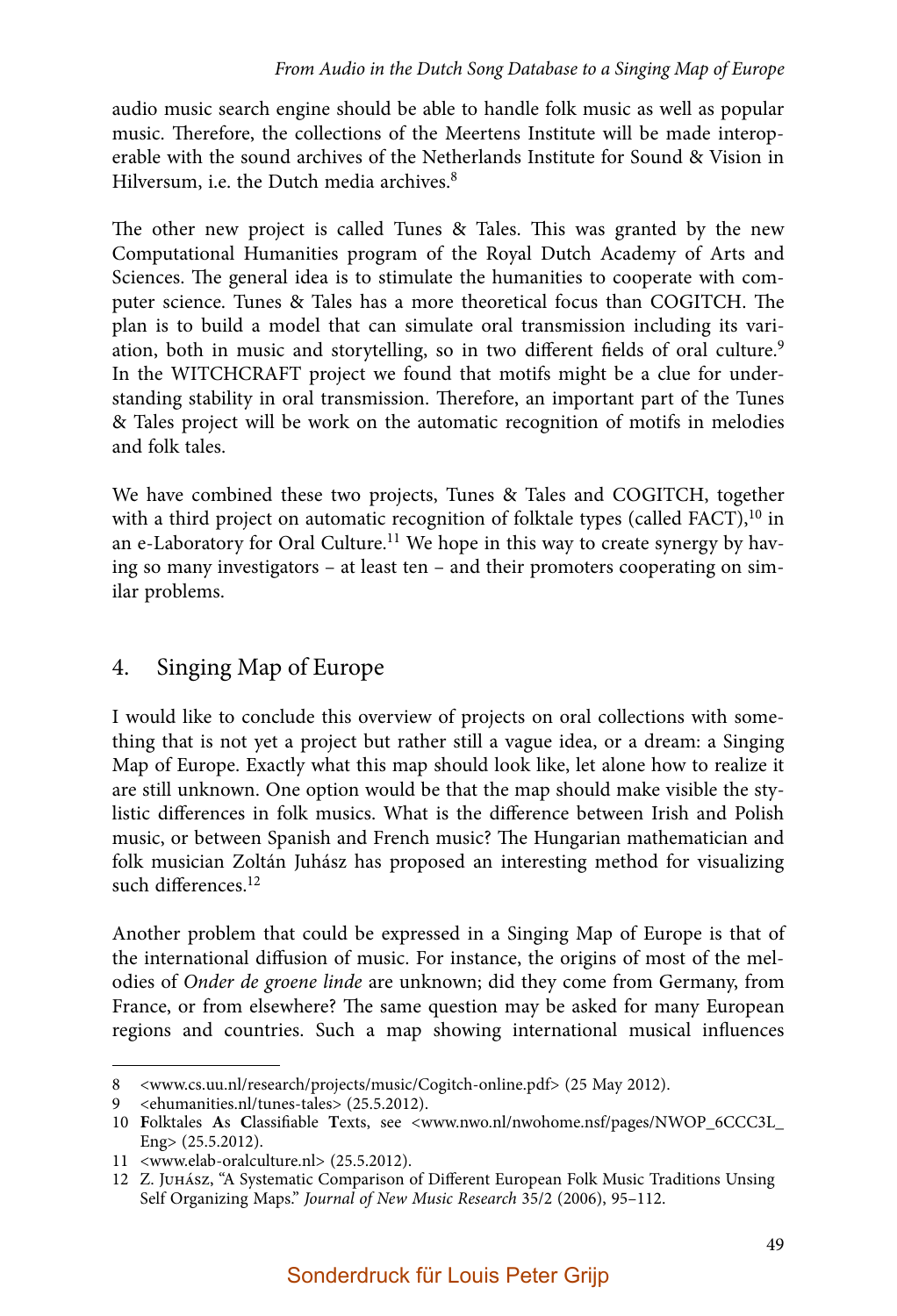audio music search engine should be able to handle folk music as well as popular music. Therefore, the collections of the Meertens Institute will be made interoperable with the sound archives of the Netherlands Institute for Sound & Vision in Hilversum, i.e. the Dutch media archives.[8]

The other new project is called Tunes & Tales. This was granted by the new Computational Humanities program of the Royal Dutch Academy of Arts and Sciences. The general idea is to stimulate the humanities to cooperate with computer science. Tunes & Tales has a more theoretical focus than COGITCH. The plan is to build a model that can simulate oral transmission including its variation, both in music and storytelling, so in two different fields of oral culture.[9] In the WITCHCRAFT project we found that motifs might be a clue for understanding stability in oral transmission. Therefore, an important part of the Tunes & Tales project will be work on the automatic recognition of motifs in melodies and folk tales.

We have combined these two projects, Tunes & Tales and COGITCH, together with a third project on automatic recognition of folktale types (called FACT),[10] in an e-Laboratory for Oral Culture.[11] We hope in this way to create synergy by having so many investigators – at least ten – and their promoters cooperating on similar problems.

## 4. Singing Map of Europe

I would like to conclude this overview of projects on oral collections with something that is not yet a project but rather still a vague idea, or a dream: a Singing Map of Europe. Exactly what this map should look like, let alone how to realize it are still unknown. One option would be that the map should make visible the stylistic differences in folk musics. What is the difference between Irish and Polish music, or between Spanish and French music? The Hungarian mathematician and folk musician Zoltán Juhász has proposed an interesting method for visualizing such differences.[12]

Another problem that could be expressed in a Singing Map of Europe is that of the international diffusion of music. For instance, the origins of most of the melodies of *Onder de groene linde* are unknown; did they come from Germany, from France, or from elsewhere? The same question may be asked for many European regions and countries. Such a map showing international musical influences

---

8 <www.cs.uu.nl/research/projects/music/Cogitch-online.pdf> (25 May 2012).

9 <ehumanities.nl/tunes-tales> (25.5.2012).

10 **F**olktales **A**s **C**lassifiable **T**exts, see <www.nwo.nl/nwohome.nsf/pages/NWOP_6CCC3L_Eng> (25.5.2012).

11 <www.elab-oralculture.nl> (25.5.2012).

12 Z. Juhász, "A Systematic Comparison of Different European Folk Music Traditions Unsing Self Organizing Maps." *Journal of New Music Research* 35/2 (2006), 95–112.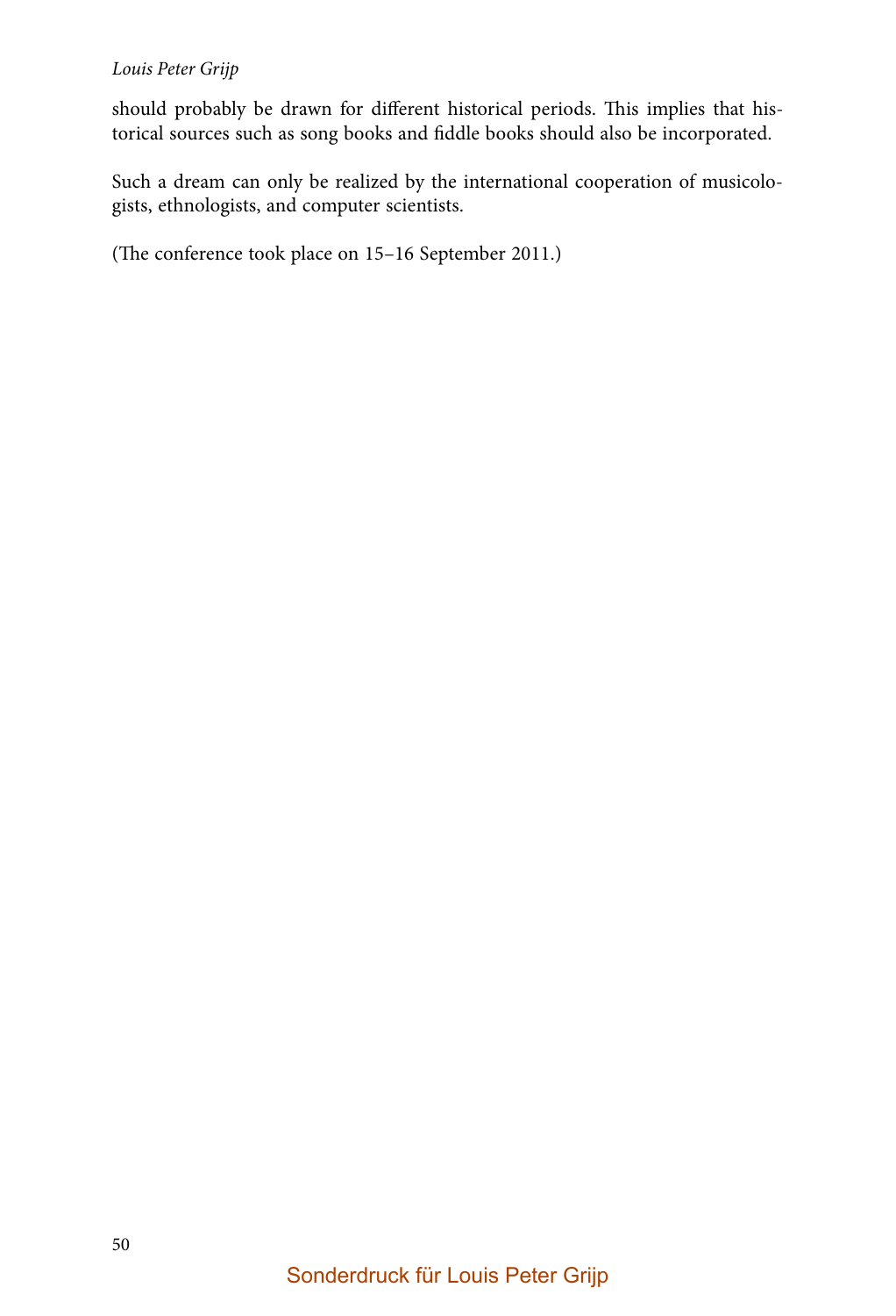should probably be drawn for different historical periods. This implies that historical sources such as song books and fiddle books should also be incorporated.

Such a dream can only be realized by the international cooperation of musicologists, ethnologists, and computer scientists.

(The conference took place on 15–16 September 2011.)